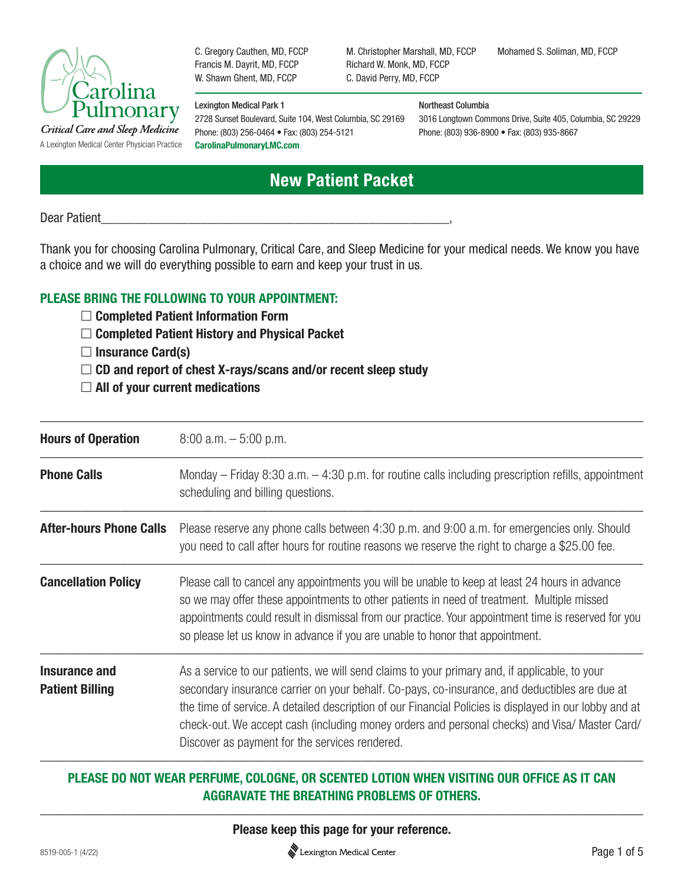Carolina Pulmonary

*Critical Care and Sleep Medicine*

A Lexington Medical Center Physician Practice

C. Gregory Cauthen, MD, FCCP
Francis M. Dayrit, MD, FCCP
W. Shawn Ghent, MD, FCCP
M. Christopher Marshall, MD, FCCP
Richard W. Monk, MD, FCCP
C. David Perry, MD, FCCP
Mohamed S. Soliman, MD, FCCP

**Lexington Medical Park 1**
2728 Sunset Boulevard, Suite 104, West Columbia, SC 29169
Phone: (803) 256-0464 • Fax: (803) 254-5121
**CarolinaPulmonaryLMC.com**

**Northeast Columbia**
3016 Longtown Commons Drive, Suite 405, Columbia, SC 29229
Phone: (803) 936-8900 • Fax: (803) 935-8667

# New Patient Packet

Dear Patient_______________________________________________________,

Thank you for choosing Carolina Pulmonary, Critical Care, and Sleep Medicine for your medical needs. We know you have a choice and we will do everything possible to earn and keep your trust in us.

## PLEASE BRING THE FOLLOWING TO YOUR APPOINTMENT:

- ☐ **Completed Patient Information Form**
- ☐ **Completed Patient History and Physical Packet**
- ☐ **Insurance Card(s)**
- ☐ **CD and report of chest X-rays/scans and/or recent sleep study**
- ☐ **All of your current medications**

| | |
|---|---|
| **Hours of Operation** | 8:00 a.m. – 5:00 p.m. |
| **Phone Calls** | Monday – Friday 8:30 a.m. – 4:30 p.m. for routine calls including prescription refills, appointment scheduling and billing questions. |
| **After-hours Phone Calls** | Please reserve any phone calls between 4:30 p.m. and 9:00 a.m. for emergencies only. Should you need to call after hours for routine reasons we reserve the right to charge a $25.00 fee. |
| **Cancellation Policy** | Please call to cancel any appointments you will be unable to keep at least 24 hours in advance so we may offer these appointments to other patients in need of treatment. Multiple missed appointments could result in dismissal from our practice. Your appointment time is reserved for you so please let us know in advance if you are unable to honor that appointment. |
| **Insurance and Patient Billing** | As a service to our patients, we will send claims to your primary and, if applicable, to your secondary insurance carrier on your behalf. Co-pays, co-insurance, and deductibles are due at the time of service. A detailed description of our Financial Policies is displayed in our lobby and at check-out. We accept cash (including money orders and personal checks) and Visa/ Master Card/ Discover as payment for the services rendered. |

**PLEASE DO NOT WEAR PERFUME, COLOGNE, OR SCENTED LOTION WHEN VISITING OUR OFFICE AS IT CAN AGGRAVATE THE BREATHING PROBLEMS OF OTHERS.**

**Please keep this page for your reference.**

8519-005-1 (4/22)

Lexington Medical Center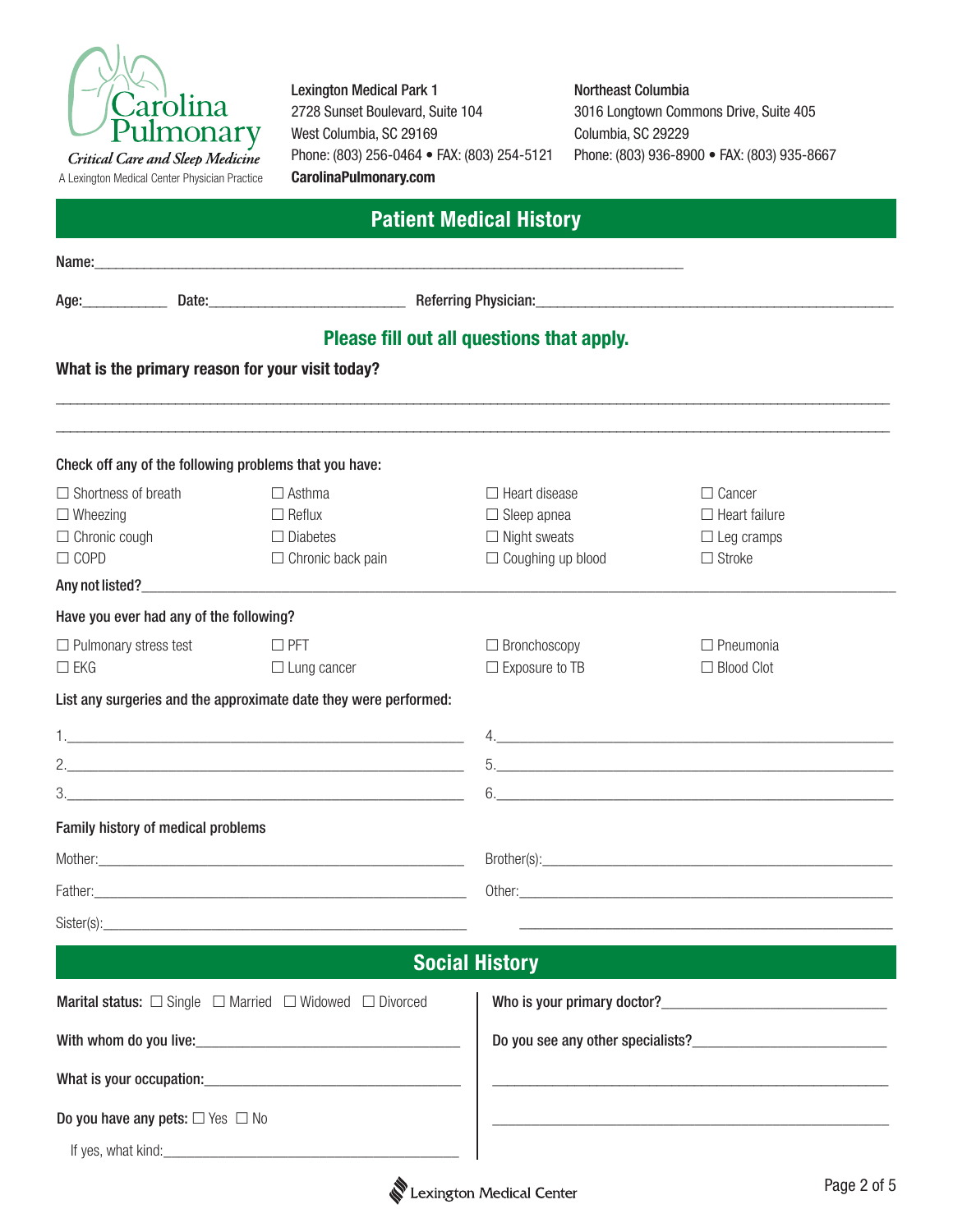Carolina Pulmonary
*Critical Care and Sleep Medicine*
A Lexington Medical Center Physician Practice

**Lexington Medical Park 1**
2728 Sunset Boulevard, Suite 104
West Columbia, SC 29169
Phone: (803) 256-0464 • FAX: (803) 254-5121
**CarolinaPulmonary.com**

**Northeast Columbia**
3016 Longtown Commons Drive, Suite 405
Columbia, SC 29229
Phone: (803) 936-8900 • FAX: (803) 935-8667

## Patient Medical History

**Name:**\_\_\_\_\_\_\_\_\_\_\_\_\_\_\_\_\_\_\_\_\_\_\_\_\_\_\_\_\_\_\_\_\_\_\_\_\_\_\_\_

**Age:**\_\_\_\_\_\_\_\_ **Date:**\_\_\_\_\_\_\_\_\_\_\_\_\_\_\_\_ **Referring Physician:**\_\_\_\_\_\_\_\_\_\_\_\_\_\_\_\_\_\_\_\_\_\_\_\_

### Please fill out all questions that apply.

**What is the primary reason for your visit today?**

\_\_\_\_\_\_\_\_\_\_\_\_\_\_\_\_\_\_\_\_\_\_\_\_\_\_\_\_\_\_\_\_\_\_\_\_\_\_\_\_\_\_\_\_\_\_\_\_\_\_\_\_

\_\_\_\_\_\_\_\_\_\_\_\_\_\_\_\_\_\_\_\_\_\_\_\_\_\_\_\_\_\_\_\_\_\_\_\_\_\_\_\_\_\_\_\_\_\_\_\_\_\_\_\_

**Check off any of the following problems that you have:**

| | | | |
|---|---|---|---|
| ☐ Shortness of breath | ☐ Asthma | ☐ Heart disease | ☐ Cancer |
| ☐ Wheezing | ☐ Reflux | ☐ Sleep apnea | ☐ Heart failure |
| ☐ Chronic cough | ☐ Diabetes | ☐ Night sweats | ☐ Leg cramps |
| ☐ COPD | ☐ Chronic back pain | ☐ Coughing up blood | ☐ Stroke |

**Any not listed?**\_\_\_\_\_\_\_\_\_\_\_\_\_\_\_\_\_\_\_\_\_\_\_\_\_\_\_\_\_\_\_\_\_\_\_\_\_\_\_\_

**Have you ever had any of the following?**

| | | | |
|---|---|---|---|
| ☐ Pulmonary stress test | ☐ PFT | ☐ Bronchoscopy | ☐ Pneumonia |
| ☐ EKG | ☐ Lung cancer | ☐ Exposure to TB | ☐ Blood Clot |

**List any surgeries and the approximate date they were performed:**

1.\_\_\_\_\_\_\_\_\_\_\_\_\_\_\_\_\_\_\_\_\_\_\_\_ 4.\_\_\_\_\_\_\_\_\_\_\_\_\_\_\_\_\_\_\_\_\_\_\_\_

2.\_\_\_\_\_\_\_\_\_\_\_\_\_\_\_\_\_\_\_\_\_\_\_\_ 5.\_\_\_\_\_\_\_\_\_\_\_\_\_\_\_\_\_\_\_\_\_\_\_\_

3.\_\_\_\_\_\_\_\_\_\_\_\_\_\_\_\_\_\_\_\_\_\_\_\_ 6.\_\_\_\_\_\_\_\_\_\_\_\_\_\_\_\_\_\_\_\_\_\_\_\_

**Family history of medical problems**

Mother:\_\_\_\_\_\_\_\_\_\_\_\_\_\_\_\_\_\_\_\_\_\_\_\_ Brother(s):\_\_\_\_\_\_\_\_\_\_\_\_\_\_\_\_\_\_\_\_\_\_\_\_

Father:\_\_\_\_\_\_\_\_\_\_\_\_\_\_\_\_\_\_\_\_\_\_\_\_ Other:\_\_\_\_\_\_\_\_\_\_\_\_\_\_\_\_\_\_\_\_\_\_\_\_

Sister(s):\_\_\_\_\_\_\_\_\_\_\_\_\_\_\_\_\_\_\_\_\_\_\_\_ \_\_\_\_\_\_\_\_\_\_\_\_\_\_\_\_\_\_\_\_\_\_\_\_

## Social History

**Marital status:** ☐ Single ☐ Married ☐ Widowed ☐ Divorced

**With whom do you live:**\_\_\_\_\_\_\_\_\_\_\_\_\_\_\_\_\_\_\_\_\_\_\_\_

**What is your occupation:**\_\_\_\_\_\_\_\_\_\_\_\_\_\_\_\_\_\_\_\_\_\_\_\_

**Do you have any pets:** ☐ Yes ☐ No

If yes, what kind:\_\_\_\_\_\_\_\_\_\_\_\_\_\_\_\_\_\_\_\_\_\_\_\_

**Who is your primary doctor?**\_\_\_\_\_\_\_\_\_\_\_\_\_\_\_\_\_\_\_\_\_\_\_\_

**Do you see any other specialists?**\_\_\_\_\_\_\_\_\_\_\_\_\_\_\_\_\_\_\_\_\_\_\_\_

\_\_\_\_\_\_\_\_\_\_\_\_\_\_\_\_\_\_\_\_\_\_\_\_\_\_\_\_\_\_\_\_\_\_\_\_\_\_\_\_

\_\_\_\_\_\_\_\_\_\_\_\_\_\_\_\_\_\_\_\_\_\_\_\_\_\_\_\_\_\_\_\_\_\_\_\_\_\_\_\_

Lexington Medical Center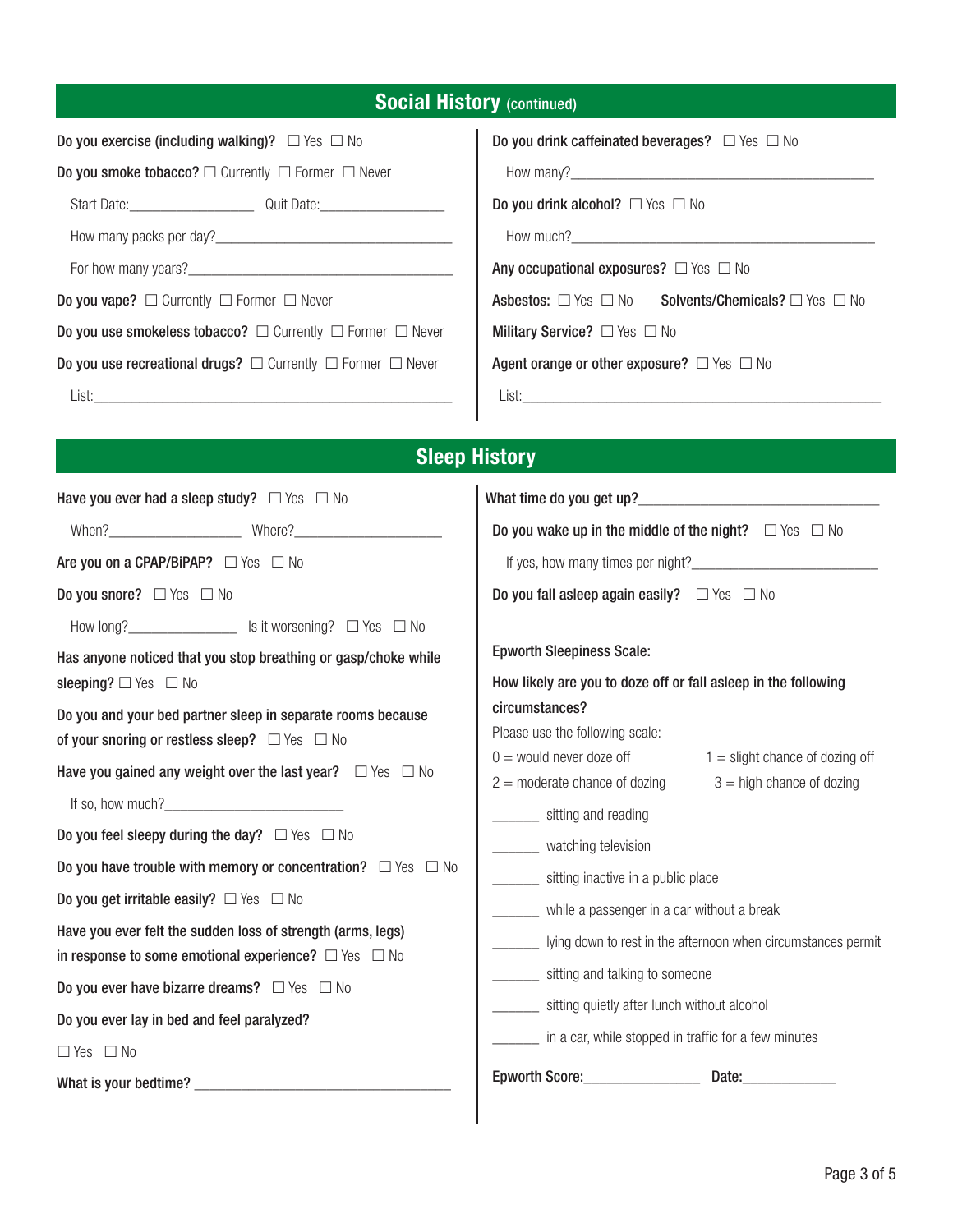## Social History (continued)

**Do you exercise (including walking)?** ☐ Yes ☐ No

**Do you smoke tobacco?** ☐ Currently ☐ Former ☐ Never

Start Date:________________ Quit Date:________________

How many packs per day?________________________________

For how many years?____________________________________

**Do you vape?** ☐ Currently ☐ Former ☐ Never

**Do you use smokeless tobacco?** ☐ Currently ☐ Former ☐ Never

**Do you use recreational drugs?** ☐ Currently ☐ Former ☐ Never

List:______________________________________________

**Do you drink caffeinated beverages?** ☐ Yes ☐ No

How many?_________________________________________

**Do you drink alcohol?** ☐ Yes ☐ No

How much?_________________________________________

**Any occupational exposures?** ☐ Yes ☐ No

**Asbestos:** ☐ Yes ☐ No **Solvents/Chemicals?** ☐ Yes ☐ No

**Military Service?** ☐ Yes ☐ No

**Agent orange or other exposure?** ☐ Yes ☐ No

List:______________________________________________

## Sleep History

**Have you ever had a sleep study?** ☐ Yes ☐ No

When?________________ Where?__________________

**Are you on a CPAP/BiPAP?** ☐ Yes ☐ No

**Do you snore?** ☐ Yes ☐ No

How long?______________ Is it worsening? ☐ Yes ☐ No

**Has anyone noticed that you stop breathing or gasp/choke while sleeping?** ☐ Yes ☐ No

**Do you and your bed partner sleep in separate rooms because of your snoring or restless sleep?** ☐ Yes ☐ No

**Have you gained any weight over the last year?** ☐ Yes ☐ No

If so, how much?______________________

**Do you feel sleepy during the day?** ☐ Yes ☐ No

**Do you have trouble with memory or concentration?** ☐ Yes ☐ No

**Do you get irritable easily?** ☐ Yes ☐ No

**Have you ever felt the sudden loss of strength (arms, legs) in response to some emotional experience?** ☐ Yes ☐ No

**Do you ever have bizarre dreams?** ☐ Yes ☐ No

**Do you ever lay in bed and feel paralyzed?**

☐ Yes ☐ No

**What is your bedtime?** ________________________________

**What time do you get up?**______________________________

**Do you wake up in the middle of the night?** ☐ Yes ☐ No

If yes, how many times per night?________________________

**Do you fall asleep again easily?** ☐ Yes ☐ No

**Epworth Sleepiness Scale:**

**How likely are you to doze off or fall asleep in the following circumstances?**

Please use the following scale:

0 = would never doze off  1 = slight chance of dozing off

2 = moderate chance of dozing  3 = high chance of dozing

______ sitting and reading

______ watching television

______ sitting inactive in a public place

______ while a passenger in a car without a break

______ lying down to rest in the afternoon when circumstances permit

______ sitting and talking to someone

______ sitting quietly after lunch without alcohol

______ in a car, while stopped in traffic for a few minutes

**Epworth Score:**______________ **Date:**____________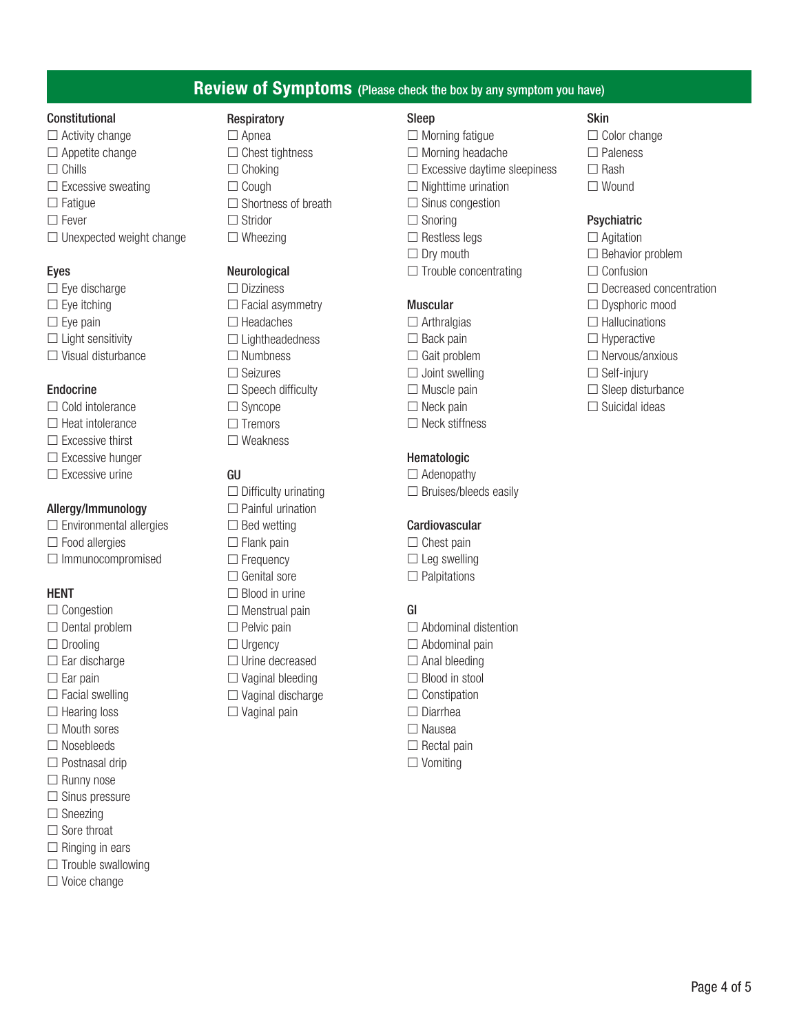## Review of Symptoms (Please check the box by any symptom you have)

### Constitutional

- ☐ Activity change
- ☐ Appetite change
- ☐ Chills
- ☐ Excessive sweating
- ☐ Fatigue
- ☐ Fever
- ☐ Unexpected weight change

### Eyes

- ☐ Eye discharge
- ☐ Eye itching
- ☐ Eye pain
- ☐ Light sensitivity
- ☐ Visual disturbance

### Endocrine

- ☐ Cold intolerance
- ☐ Heat intolerance
- ☐ Excessive thirst
- ☐ Excessive hunger
- ☐ Excessive urine

### Allergy/Immunology

- ☐ Environmental allergies
- ☐ Food allergies
- ☐ Immunocompromised

### HENT

- ☐ Congestion
- ☐ Dental problem
- ☐ Drooling
- ☐ Ear discharge
- ☐ Ear pain
- ☐ Facial swelling
- ☐ Hearing loss
- ☐ Mouth sores
- ☐ Nosebleeds
- ☐ Postnasal drip
- ☐ Runny nose
- ☐ Sinus pressure
- ☐ Sneezing
- ☐ Sore throat
- ☐ Ringing in ears
- ☐ Trouble swallowing
- ☐ Voice change

### Respiratory

- ☐ Apnea
- ☐ Chest tightness
- ☐ Choking
- ☐ Cough
- ☐ Shortness of breath
- ☐ Stridor
- ☐ Wheezing

### Neurological

- ☐ Dizziness
- ☐ Facial asymmetry
- ☐ Headaches
- ☐ Lightheadedness
- ☐ Numbness
- ☐ Seizures
- ☐ Speech difficulty
- ☐ Syncope
- ☐ Tremors
- ☐ Weakness

### GU

- ☐ Difficulty urinating
- ☐ Painful urination
- ☐ Bed wetting
- ☐ Flank pain
- ☐ Frequency
- ☐ Genital sore
- ☐ Blood in urine
- ☐ Menstrual pain
- ☐ Pelvic pain
- ☐ Urgency
- ☐ Urine decreased
- ☐ Vaginal bleeding
- ☐ Vaginal discharge
- ☐ Vaginal pain

### Sleep

- ☐ Morning fatigue
- ☐ Morning headache
- ☐ Excessive daytime sleepiness
- ☐ Nighttime urination
- ☐ Sinus congestion
- ☐ Snoring
- ☐ Restless legs
- ☐ Dry mouth
- ☐ Trouble concentrating

### Muscular

- ☐ Arthralgias
- ☐ Back pain
- ☐ Gait problem
- ☐ Joint swelling
- ☐ Muscle pain
- ☐ Neck pain
- ☐ Neck stiffness

### Hematologic

- ☐ Adenopathy
- ☐ Bruises/bleeds easily

### Cardiovascular

- ☐ Chest pain
- ☐ Leg swelling
- ☐ Palpitations

### GI

- ☐ Abdominal distention
- ☐ Abdominal pain
- ☐ Anal bleeding
- ☐ Blood in stool
- ☐ Constipation
- ☐ Diarrhea
- ☐ Nausea
- ☐ Rectal pain
- ☐ Vomiting

### Skin

- ☐ Color change
- ☐ Paleness
- ☐ Rash
- ☐ Wound

### Psychiatric

- ☐ Agitation
- ☐ Behavior problem
- ☐ Confusion
- ☐ Decreased concentration
- ☐ Dysphoric mood
- ☐ Hallucinations
- ☐ Hyperactive
- ☐ Nervous/anxious
- ☐ Self-injury
- ☐ Sleep disturbance
- ☐ Suicidal ideas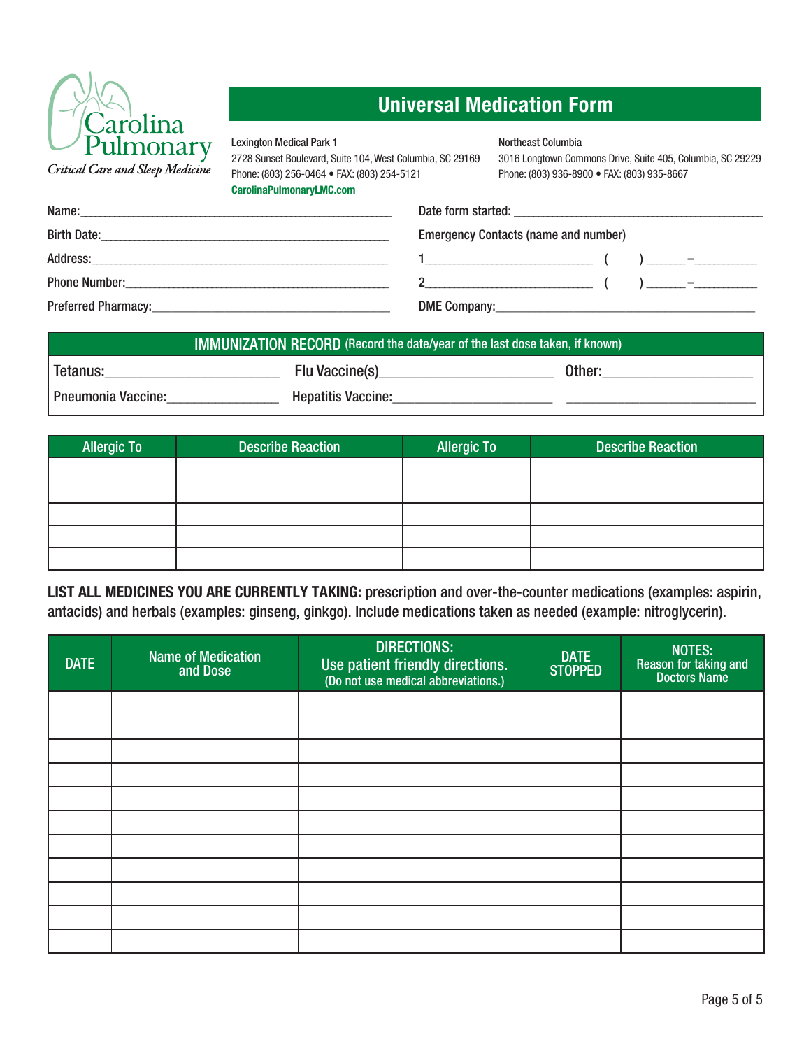Carolina Pulmonary

*Critical Care and Sleep Medicine*

# Universal Medication Form

Lexington Medical Park 1
2728 Sunset Boulevard, Suite 104, West Columbia, SC 29169
Phone: (803) 256-0464 • FAX: (803) 254-5121
**CarolinaPulmonaryLMC.com**

Northeast Columbia
3016 Longtown Commons Drive, Suite 405, Columbia, SC 29229
Phone: (803) 936-8900 • FAX: (803) 935-8667

Name:______________________________________________

Birth Date:__________________________________________

Address:____________________________________________

Phone Number:_______________________________________

Preferred Pharmacy:___________________________________

Date form started: ____________________________________

Emergency Contacts (name and number)

1_________________________ (     ) ______–_________

2_________________________ (     ) ______–_________

DME Company:_______________________________________

## IMMUNIZATION RECORD (Record the date/year of the last dose taken, if known)

| | | |
|---|---|---|
| Tetanus:____________________ | Flu Vaccine(s)____________________ | Other:__________________ |
| Pneumonia Vaccine:______________ | Hepatitis Vaccine:____________________ | ________________________ |

| Allergic To | Describe Reaction | Allergic To | Describe Reaction |
|---|---|---|---|
| | | | |
| | | | |
| | | | |
| | | | |
| | | | |

**LIST ALL MEDICINES YOU ARE CURRENTLY TAKING:** prescription and over-the-counter medications (examples: aspirin, antacids) and herbals (examples: ginseng, ginkgo). Include medications taken as needed (example: nitroglycerin).

| DATE | Name of Medication and Dose | DIRECTIONS: Use patient friendly directions. (Do not use medical abbreviations.) | DATE STOPPED | NOTES: Reason for taking and Doctors Name |
|---|---|---|---|---|
| | | | | |
| | | | | |
| | | | | |
| | | | | |
| | | | | |
| | | | | |
| | | | | |
| | | | | |
| | | | | |
| | | | | |
| | | | | |